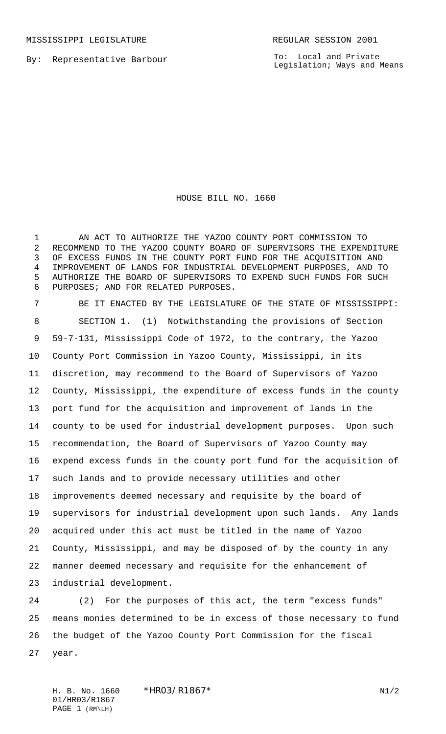MISSISSIPPI LEGISLATURE REGULAR SESSION 2001

By: Representative Barbour

To: Local and Private Legislation; Ways and Means

# HOUSE BILL NO. 1660

AN ACT TO AUTHORIZE THE YAZOO COUNTY PORT COMMISSION TO RECOMMEND TO THE YAZOO COUNTY BOARD OF SUPERVISORS THE EXPENDITURE OF EXCESS FUNDS IN THE COUNTY PORT FUND FOR THE ACQUISITION AND IMPROVEMENT OF LANDS FOR INDUSTRIAL DEVELOPMENT PURPOSES, AND TO AUTHORIZE THE BOARD OF SUPERVISORS TO EXPEND SUCH FUNDS FOR SUCH PURPOSES; AND FOR RELATED PURPOSES.

BE IT ENACTED BY THE LEGISLATURE OF THE STATE OF MISSISSIPPI:

SECTION 1. (1) Notwithstanding the provisions of Section 59-7-131, Mississippi Code of 1972, to the contrary, the Yazoo County Port Commission in Yazoo County, Mississippi, in its discretion, may recommend to the Board of Supervisors of Yazoo County, Mississippi, the expenditure of excess funds in the county port fund for the acquisition and improvement of lands in the county to be used for industrial development purposes. Upon such recommendation, the Board of Supervisors of Yazoo County may expend excess funds in the county port fund for the acquisition of such lands and to provide necessary utilities and other improvements deemed necessary and requisite by the board of supervisors for industrial development upon such lands. Any lands acquired under this act must be titled in the name of Yazoo County, Mississippi, and may be disposed of by the county in any manner deemed necessary and requisite for the enhancement of industrial development.

(2) For the purposes of this act, the term "excess funds" means monies determined to be in excess of those necessary to fund the budget of the Yazoo County Port Commission for the fiscal year.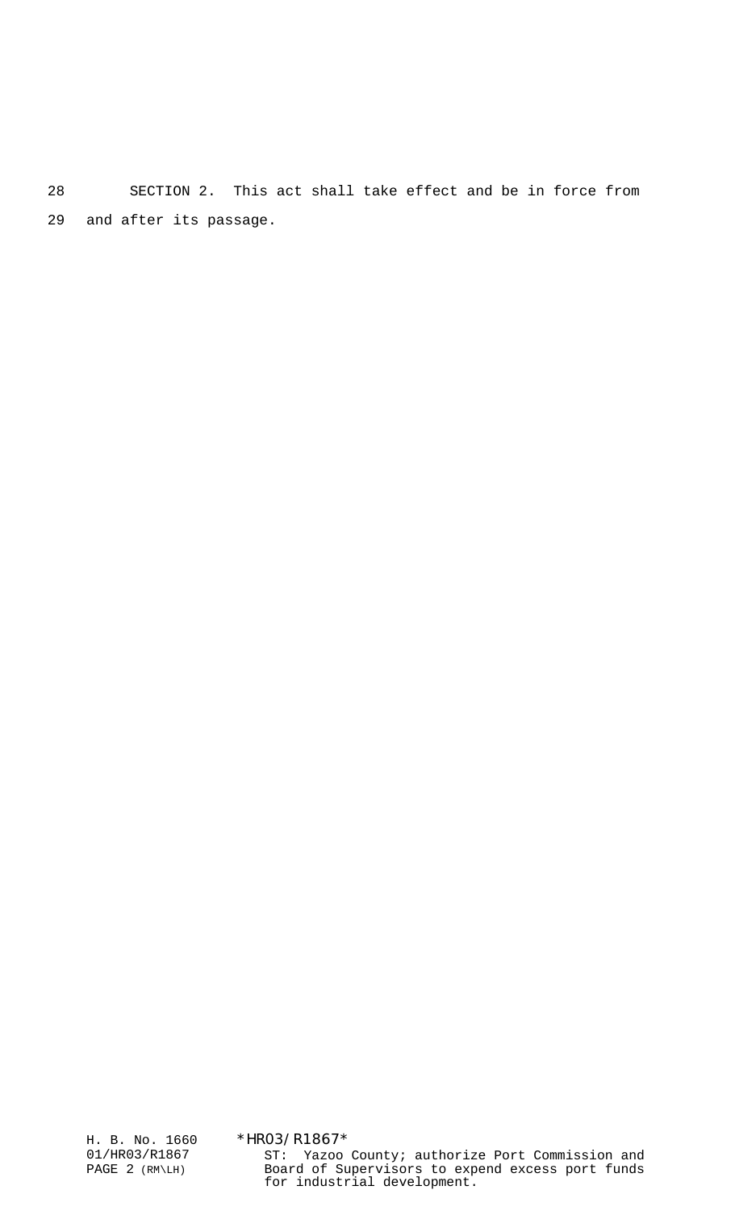28 SECTION 2. This act shall take effect and be in force from

29 and after its passage.